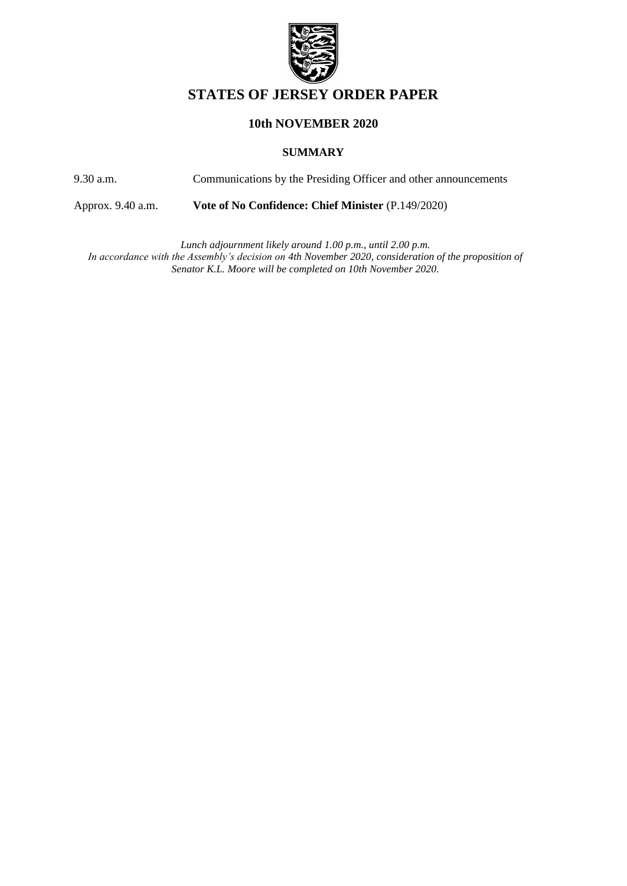# STATES OF JERSEY ORDER PAPER

## 10th NOVEMBER 2020

### SUMMARY

| | |
|---|---|
| 9.30 a.m. | Communications by the Presiding Officer and other announcements |
| Approx. 9.40 a.m. | **Vote of No Confidence: Chief Minister** (P.149/2020) |

*Lunch adjournment likely around 1.00 p.m., until 2.00 p.m.*
*In accordance with the Assembly's decision on 4th November 2020, consideration of the proposition of Senator K.L. Moore will be completed on 10th November 2020.*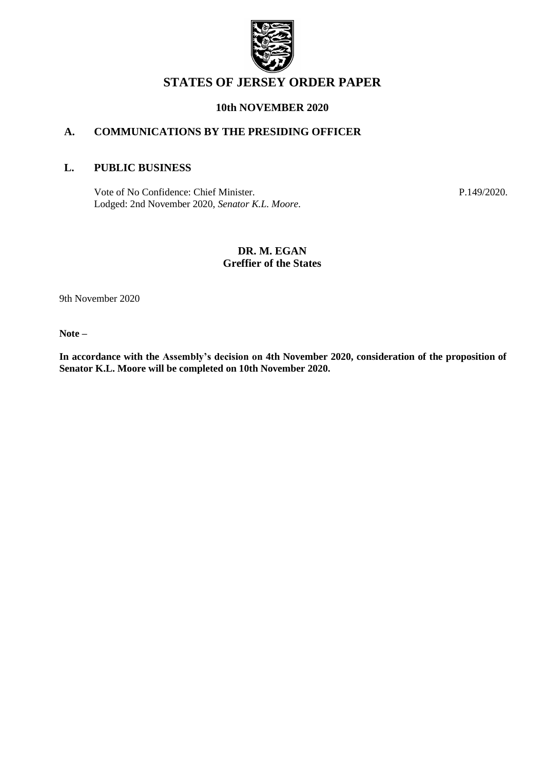# STATES OF JERSEY ORDER PAPER

## 10th NOVEMBER 2020

### A. COMMUNICATIONS BY THE PRESIDING OFFICER

### L. PUBLIC BUSINESS

Vote of No Confidence: Chief Minister. P.149/2020.
Lodged: 2nd November 2020, *Senator K.L. Moore*.

**DR. M. EGAN**
**Greffier of the States**

9th November 2020

**Note –**

**In accordance with the Assembly's decision on 4th November 2020, consideration of the proposition of Senator K.L. Moore will be completed on 10th November 2020.**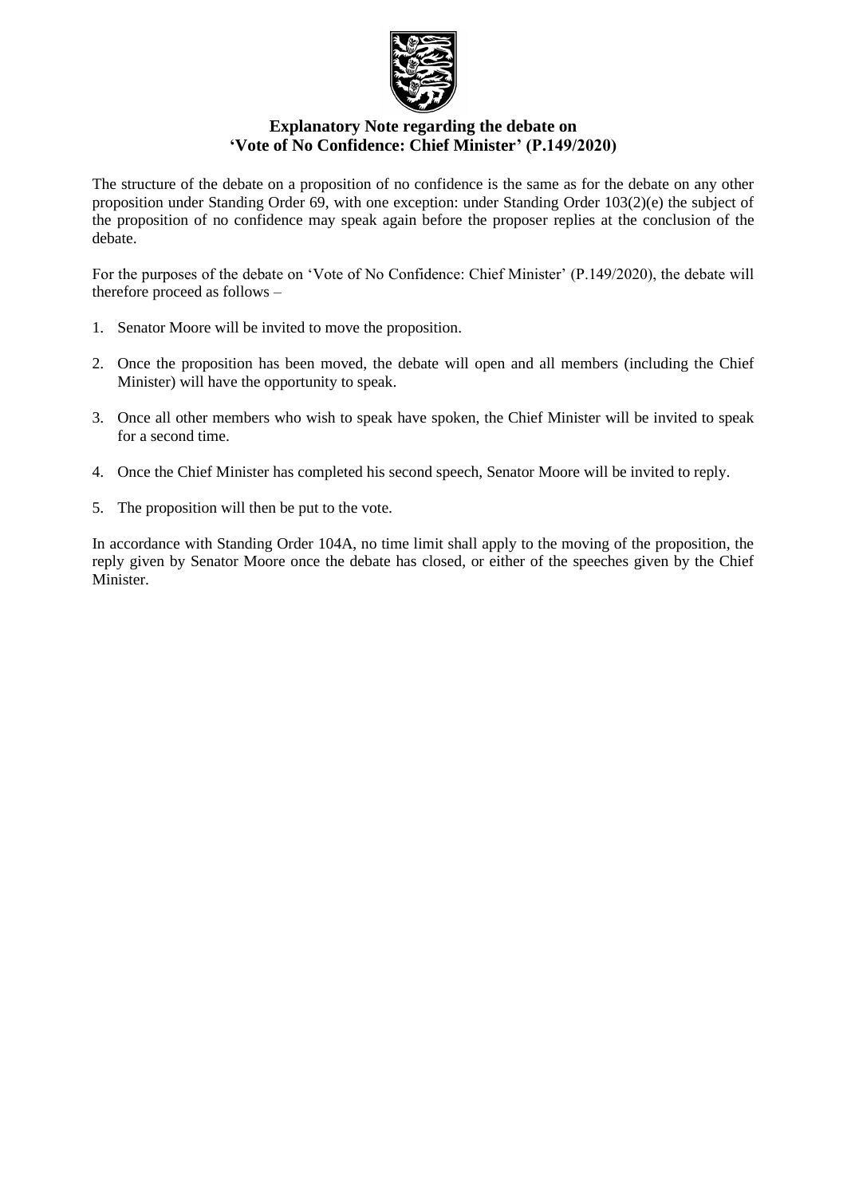**Explanatory Note regarding the debate on 'Vote of No Confidence: Chief Minister' (P.149/2020)**

The structure of the debate on a proposition of no confidence is the same as for the debate on any other proposition under Standing Order 69, with one exception: under Standing Order 103(2)(e) the subject of the proposition of no confidence may speak again before the proposer replies at the conclusion of the debate.

For the purposes of the debate on 'Vote of No Confidence: Chief Minister' (P.149/2020), the debate will therefore proceed as follows –

1. Senator Moore will be invited to move the proposition.
2. Once the proposition has been moved, the debate will open and all members (including the Chief Minister) will have the opportunity to speak.
3. Once all other members who wish to speak have spoken, the Chief Minister will be invited to speak for a second time.
4. Once the Chief Minister has completed his second speech, Senator Moore will be invited to reply.
5. The proposition will then be put to the vote.

In accordance with Standing Order 104A, no time limit shall apply to the moving of the proposition, the reply given by Senator Moore once the debate has closed, or either of the speeches given by the Chief Minister.